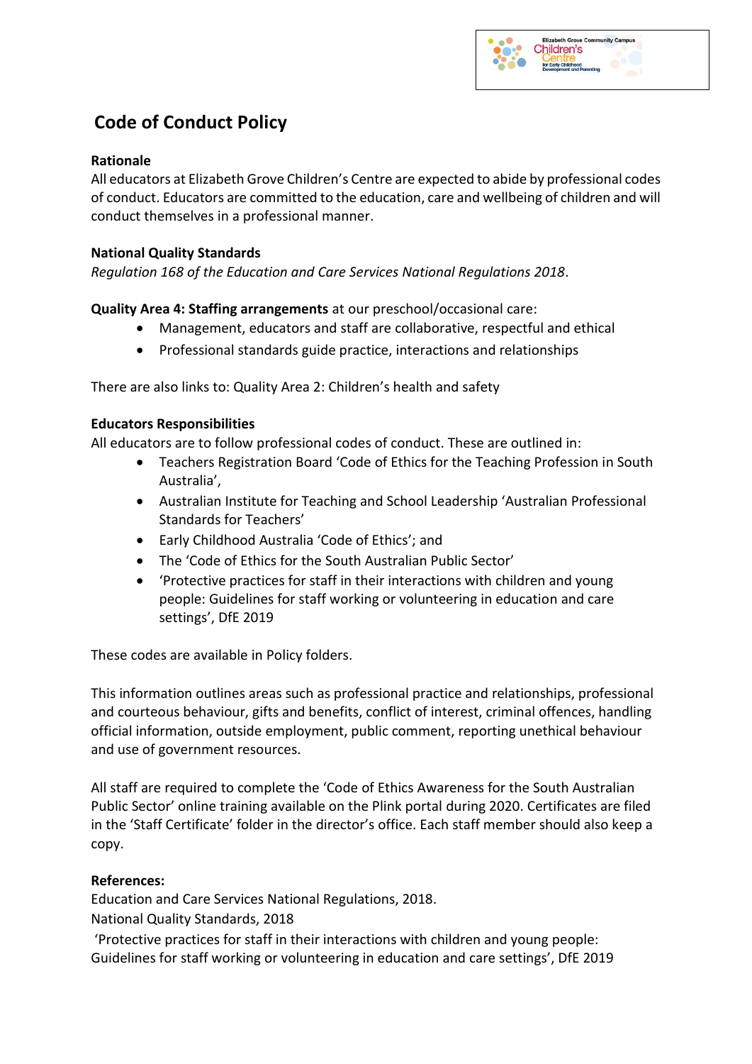# Code of Conduct Policy

**Rationale**

All educators at Elizabeth Grove Children's Centre are expected to abide by professional codes of conduct. Educators are committed to the education, care and wellbeing of children and will conduct themselves in a professional manner.

**National Quality Standards**

*Regulation 168 of the Education and Care Services National Regulations 2018*.

**Quality Area 4: Staffing arrangements** at our preschool/occasional care:

- Management, educators and staff are collaborative, respectful and ethical
- Professional standards guide practice, interactions and relationships

There are also links to: Quality Area 2: Children's health and safety

**Educators Responsibilities**

All educators are to follow professional codes of conduct. These are outlined in:

- Teachers Registration Board 'Code of Ethics for the Teaching Profession in South Australia',
- Australian Institute for Teaching and School Leadership 'Australian Professional Standards for Teachers'
- Early Childhood Australia 'Code of Ethics'; and
- The 'Code of Ethics for the South Australian Public Sector'
- 'Protective practices for staff in their interactions with children and young people: Guidelines for staff working or volunteering in education and care settings', DfE 2019

These codes are available in Policy folders.

This information outlines areas such as professional practice and relationships, professional and courteous behaviour, gifts and benefits, conflict of interest, criminal offences, handling official information, outside employment, public comment, reporting unethical behaviour and use of government resources.

All staff are required to complete the 'Code of Ethics Awareness for the South Australian Public Sector' online training available on the Plink portal during 2020. Certificates are filed in the 'Staff Certificate' folder in the director's office. Each staff member should also keep a copy.

**References:**

Education and Care Services National Regulations, 2018.

National Quality Standards, 2018

'Protective practices for staff in their interactions with children and young people: Guidelines for staff working or volunteering in education and care settings', DfE 2019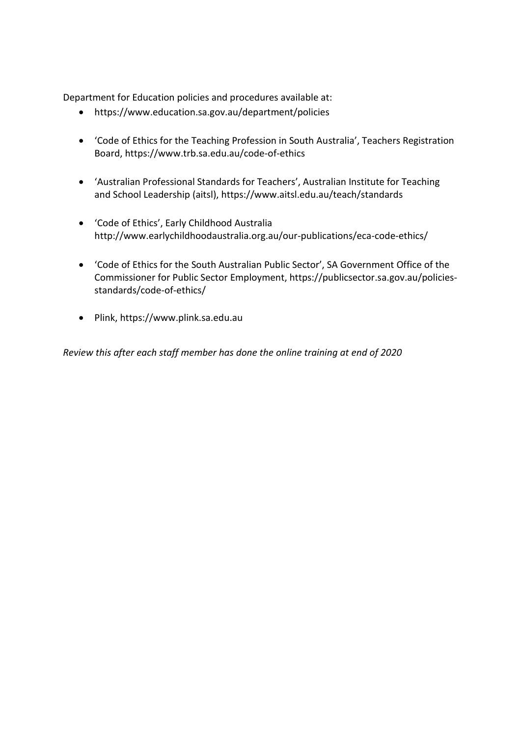Department for Education policies and procedures available at:

- https://www.education.sa.gov.au/department/policies
- 'Code of Ethics for the Teaching Profession in South Australia', Teachers Registration Board, https://www.trb.sa.edu.au/code-of-ethics
- 'Australian Professional Standards for Teachers', Australian Institute for Teaching and School Leadership (aitsl), https://www.aitsl.edu.au/teach/standards
- 'Code of Ethics', Early Childhood Australia http://www.earlychildhoodaustralia.org.au/our-publications/eca-code-ethics/
- 'Code of Ethics for the South Australian Public Sector', SA Government Office of the Commissioner for Public Sector Employment, https://publicsector.sa.gov.au/policies-standards/code-of-ethics/
- Plink, https://www.plink.sa.edu.au

*Review this after each staff member has done the online training at end of 2020*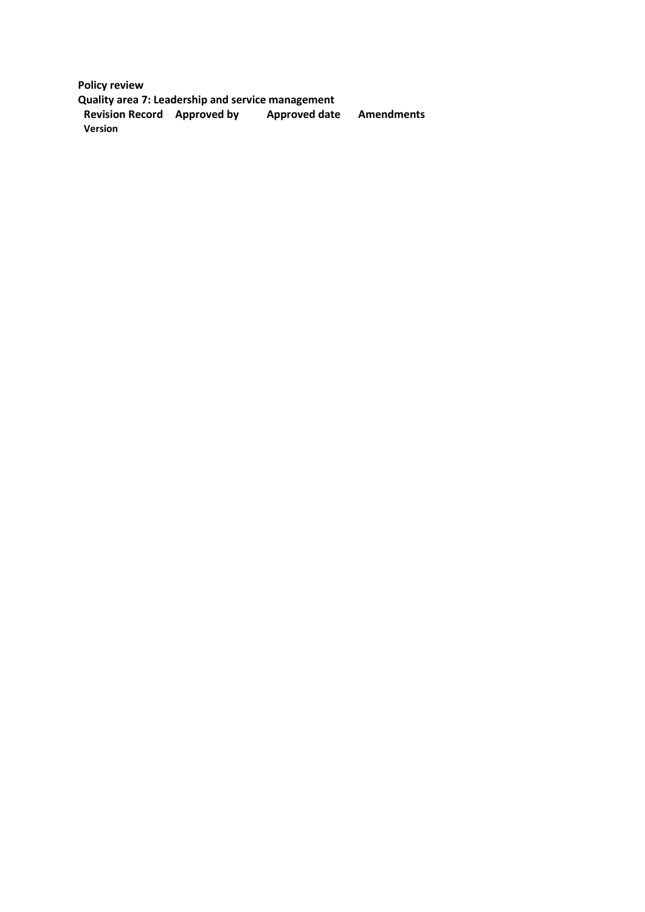**Policy review**

**Quality area 7: Leadership and service management**

| Revision Record Version | Approved by | Approved date | Amendments |
|---|---|---|---|